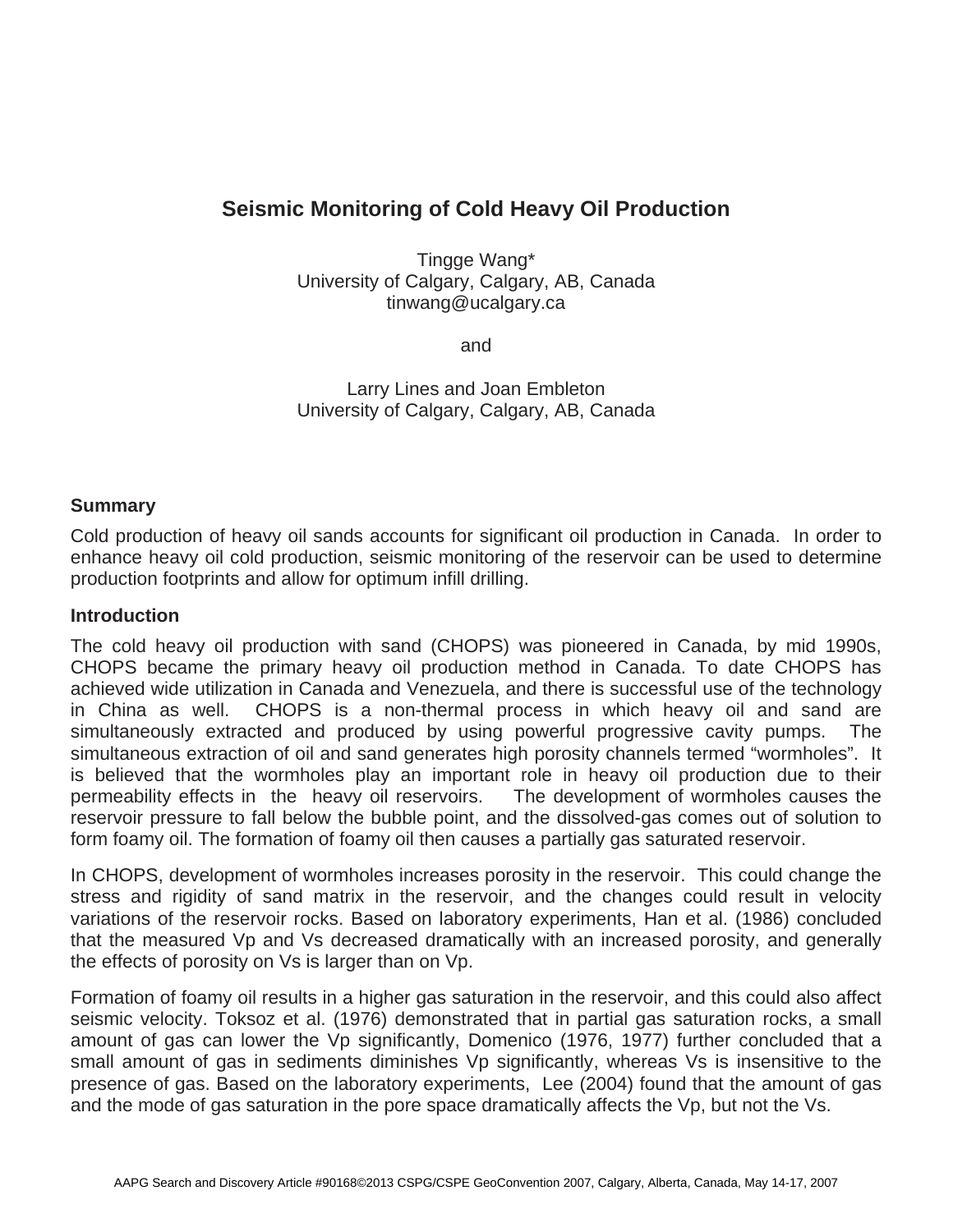# Seismic Monitoring of Cold Heavy Oil Production

Tingge Wang*
University of Calgary, Calgary, AB, Canada
tinwang@ucalgary.ca

and

Larry Lines and Joan Embleton
University of Calgary, Calgary, AB, Canada

## Summary

Cold production of heavy oil sands accounts for significant oil production in Canada. In order to enhance heavy oil cold production, seismic monitoring of the reservoir can be used to determine production footprints and allow for optimum infill drilling.

## Introduction

The cold heavy oil production with sand (CHOPS) was pioneered in Canada, by mid 1990s, CHOPS became the primary heavy oil production method in Canada. To date CHOPS has achieved wide utilization in Canada and Venezuela, and there is successful use of the technology in China as well. CHOPS is a non-thermal process in which heavy oil and sand are simultaneously extracted and produced by using powerful progressive cavity pumps. The simultaneous extraction of oil and sand generates high porosity channels termed "wormholes". It is believed that the wormholes play an important role in heavy oil production due to their permeability effects in the heavy oil reservoirs. The development of wormholes causes the reservoir pressure to fall below the bubble point, and the dissolved-gas comes out of solution to form foamy oil. The formation of foamy oil then causes a partially gas saturated reservoir.

In CHOPS, development of wormholes increases porosity in the reservoir. This could change the stress and rigidity of sand matrix in the reservoir, and the changes could result in velocity variations of the reservoir rocks. Based on laboratory experiments, Han et al. (1986) concluded that the measured Vp and Vs decreased dramatically with an increased porosity, and generally the effects of porosity on Vs is larger than on Vp.

Formation of foamy oil results in a higher gas saturation in the reservoir, and this could also affect seismic velocity. Toksoz et al. (1976) demonstrated that in partial gas saturation rocks, a small amount of gas can lower the Vp significantly, Domenico (1976, 1977) further concluded that a small amount of gas in sediments diminishes Vp significantly, whereas Vs is insensitive to the presence of gas. Based on the laboratory experiments, Lee (2004) found that the amount of gas and the mode of gas saturation in the pore space dramatically affects the Vp, but not the Vs.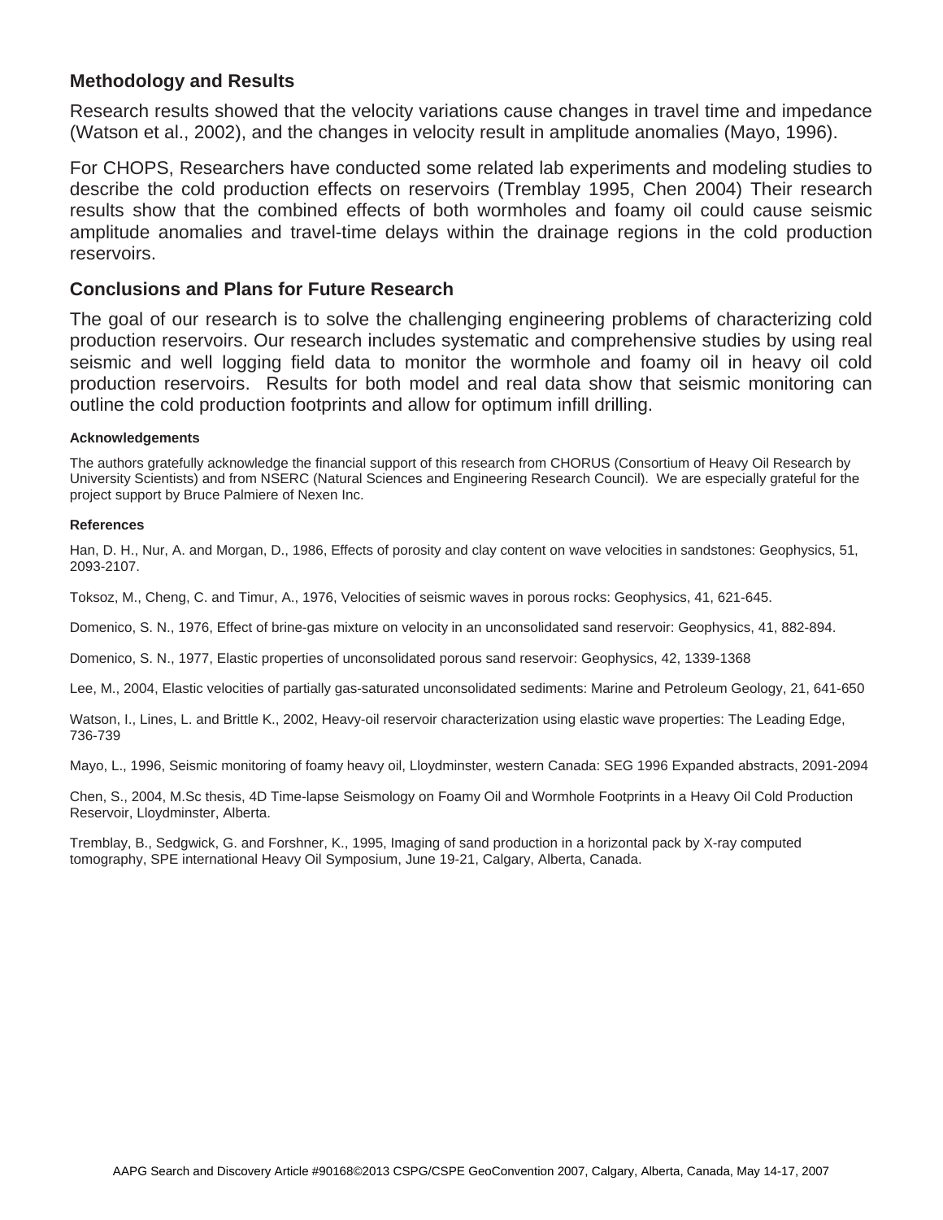## Methodology and Results

Research results showed that the velocity variations cause changes in travel time and impedance (Watson et al., 2002), and the changes in velocity result in amplitude anomalies (Mayo, 1996).

For CHOPS, Researchers have conducted some related lab experiments and modeling studies to describe the cold production effects on reservoirs (Tremblay 1995, Chen 2004) Their research results show that the combined effects of both wormholes and foamy oil could cause seismic amplitude anomalies and travel-time delays within the drainage regions in the cold production reservoirs.

## Conclusions and Plans for Future Research

The goal of our research is to solve the challenging engineering problems of characterizing cold production reservoirs. Our research includes systematic and comprehensive studies by using real seismic and well logging field data to monitor the wormhole and foamy oil in heavy oil cold production reservoirs. Results for both model and real data show that seismic monitoring can outline the cold production footprints and allow for optimum infill drilling.

#### Acknowledgements

The authors gratefully acknowledge the financial support of this research from CHORUS (Consortium of Heavy Oil Research by University Scientists) and from NSERC (Natural Sciences and Engineering Research Council). We are especially grateful for the project support by Bruce Palmiere of Nexen Inc.

#### References

Han, D. H., Nur, A. and Morgan, D., 1986, Effects of porosity and clay content on wave velocities in sandstones: Geophysics, 51, 2093-2107.

Toksoz, M., Cheng, C. and Timur, A., 1976, Velocities of seismic waves in porous rocks: Geophysics, 41, 621-645.

Domenico, S. N., 1976, Effect of brine-gas mixture on velocity in an unconsolidated sand reservoir: Geophysics, 41, 882-894.

Domenico, S. N., 1977, Elastic properties of unconsolidated porous sand reservoir: Geophysics, 42, 1339-1368

Lee, M., 2004, Elastic velocities of partially gas-saturated unconsolidated sediments: Marine and Petroleum Geology, 21, 641-650

Watson, I., Lines, L. and Brittle K., 2002, Heavy-oil reservoir characterization using elastic wave properties: The Leading Edge, 736-739

Mayo, L., 1996, Seismic monitoring of foamy heavy oil, Lloydminster, western Canada: SEG 1996 Expanded abstracts, 2091-2094

Chen, S., 2004, M.Sc thesis, 4D Time-lapse Seismology on Foamy Oil and Wormhole Footprints in a Heavy Oil Cold Production Reservoir, Lloydminster, Alberta.

Tremblay, B., Sedgwick, G. and Forshner, K., 1995, Imaging of sand production in a horizontal pack by X-ray computed tomography, SPE international Heavy Oil Symposium, June 19-21, Calgary, Alberta, Canada.